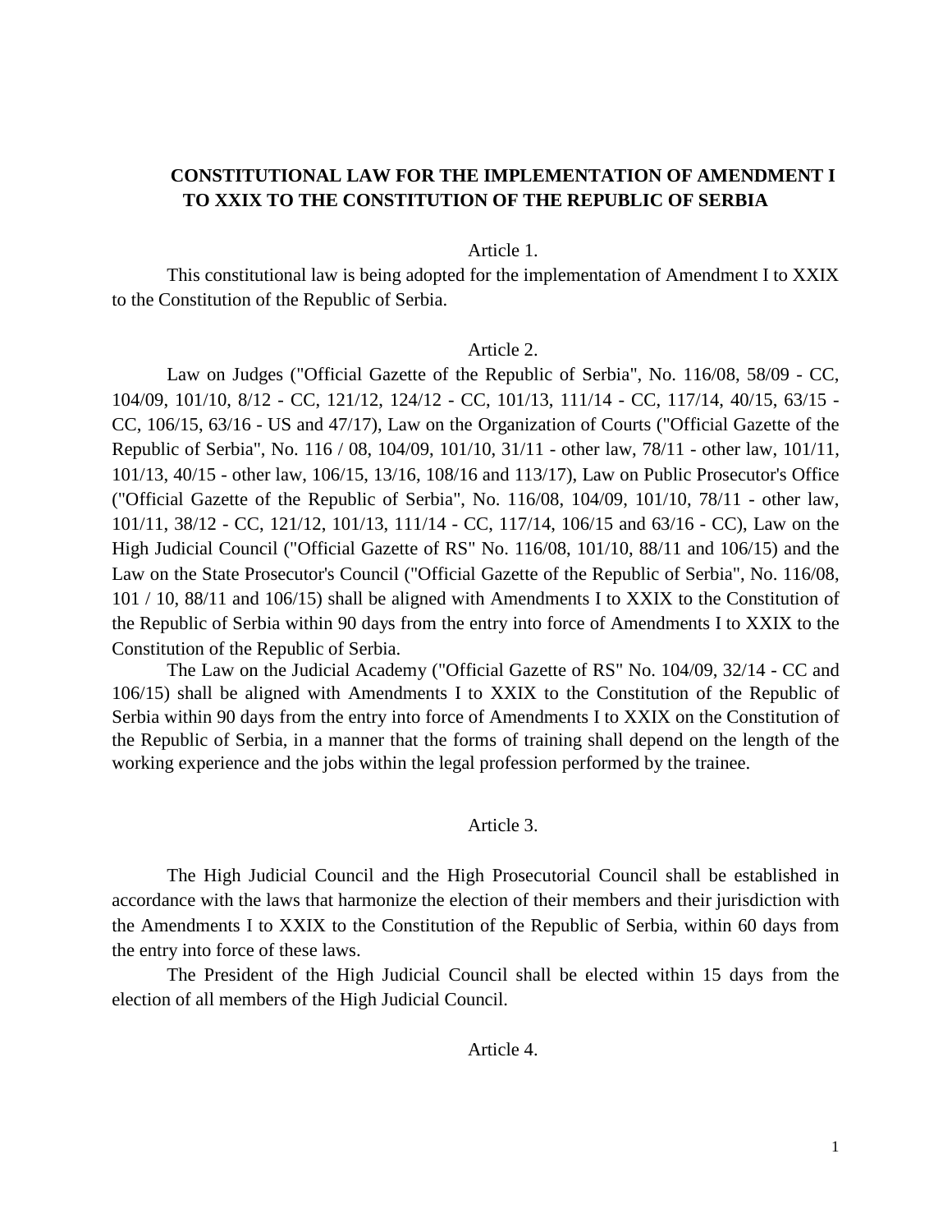# CONSTITUTIONAL LAW FOR THE IMPLEMENTATION OF AMENDMENT I TO XXIX TO THE CONSTITUTION OF THE REPUBLIC OF SERBIA

Article 1.

This constitutional law is being adopted for the implementation of Amendment I to XXIX to the Constitution of the Republic of Serbia.

Article 2.

Law on Judges ("Official Gazette of the Republic of Serbia", No. 116/08, 58/09 - CC, 104/09, 101/10, 8/12 - CC, 121/12, 124/12 - CC, 101/13, 111/14 - CC, 117/14, 40/15, 63/15 - CC, 106/15, 63/16 - US and 47/17), Law on the Organization of Courts ("Official Gazette of the Republic of Serbia", No. 116 / 08, 104/09, 101/10, 31/11 - other law, 78/11 - other law, 101/11, 101/13, 40/15 - other law, 106/15, 13/16, 108/16 and 113/17), Law on Public Prosecutor's Office ("Official Gazette of the Republic of Serbia", No. 116/08, 104/09, 101/10, 78/11 - other law, 101/11, 38/12 - CC, 121/12, 101/13, 111/14 - CC, 117/14, 106/15 and 63/16 - CC), Law on the High Judicial Council ("Official Gazette of RS" No. 116/08, 101/10, 88/11 and 106/15) and the Law on the State Prosecutor's Council ("Official Gazette of the Republic of Serbia", No. 116/08, 101 / 10, 88/11 and 106/15) shall be aligned with Amendments I to XXIX to the Constitution of the Republic of Serbia within 90 days from the entry into force of Amendments I to XXIX to the Constitution of the Republic of Serbia.

The Law on the Judicial Academy ("Official Gazette of RS" No. 104/09, 32/14 - CC and 106/15) shall be aligned with Amendments I to XXIX to the Constitution of the Republic of Serbia within 90 days from the entry into force of Amendments I to XXIX on the Constitution of the Republic of Serbia, in a manner that the forms of training shall depend on the length of the working experience and the jobs within the legal profession performed by the trainee.

Article 3.

The High Judicial Council and the High Prosecutorial Council shall be established in accordance with the laws that harmonize the election of their members and their jurisdiction with the Amendments I to XXIX to the Constitution of the Republic of Serbia, within 60 days from the entry into force of these laws.

The President of the High Judicial Council shall be elected within 15 days from the election of all members of the High Judicial Council.

Article 4.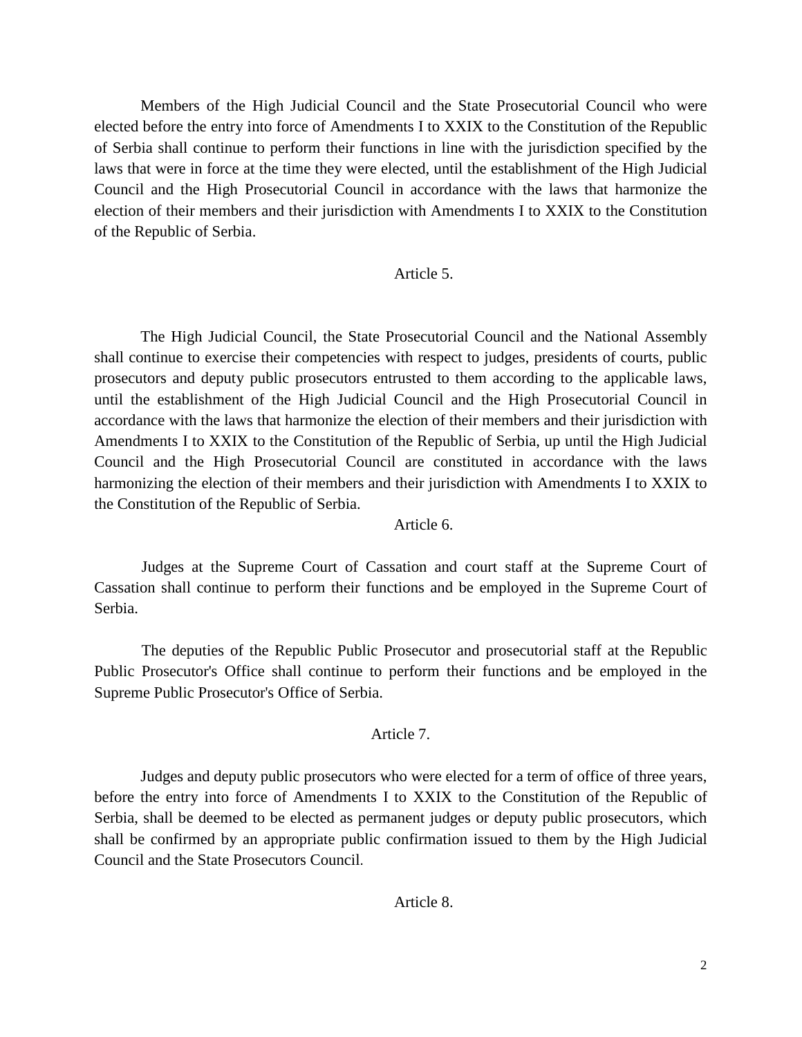Members of the High Judicial Council and the State Prosecutorial Council who were elected before the entry into force of Amendments I to XXIX to the Constitution of the Republic of Serbia shall continue to perform their functions in line with the jurisdiction specified by the laws that were in force at the time they were elected, until the establishment of the High Judicial Council and the High Prosecutorial Council in accordance with the laws that harmonize the election of their members and their jurisdiction with Amendments I to XXIX to the Constitution of the Republic of Serbia.

Article 5.

The High Judicial Council, the State Prosecutorial Council and the National Assembly shall continue to exercise their competencies with respect to judges, presidents of courts, public prosecutors and deputy public prosecutors entrusted to them according to the applicable laws, until the establishment of the High Judicial Council and the High Prosecutorial Council in accordance with the laws that harmonize the election of their members and their jurisdiction with Amendments I to XXIX to the Constitution of the Republic of Serbia, up until the High Judicial Council and the High Prosecutorial Council are constituted in accordance with the laws harmonizing the election of their members and their jurisdiction with Amendments I to XXIX to the Constitution of the Republic of Serbia.

Article 6.

Judges at the Supreme Court of Cassation and court staff at the Supreme Court of Cassation shall continue to perform their functions and be employed in the Supreme Court of Serbia.

The deputies of the Republic Public Prosecutor and prosecutorial staff at the Republic Public Prosecutor's Office shall continue to perform their functions and be employed in the Supreme Public Prosecutor's Office of Serbia.

Article 7.

Judges and deputy public prosecutors who were elected for a term of office of three years, before the entry into force of Amendments I to XXIX to the Constitution of the Republic of Serbia, shall be deemed to be elected as permanent judges or deputy public prosecutors, which shall be confirmed by an appropriate public confirmation issued to them by the High Judicial Council and the State Prosecutors Council.

Article 8.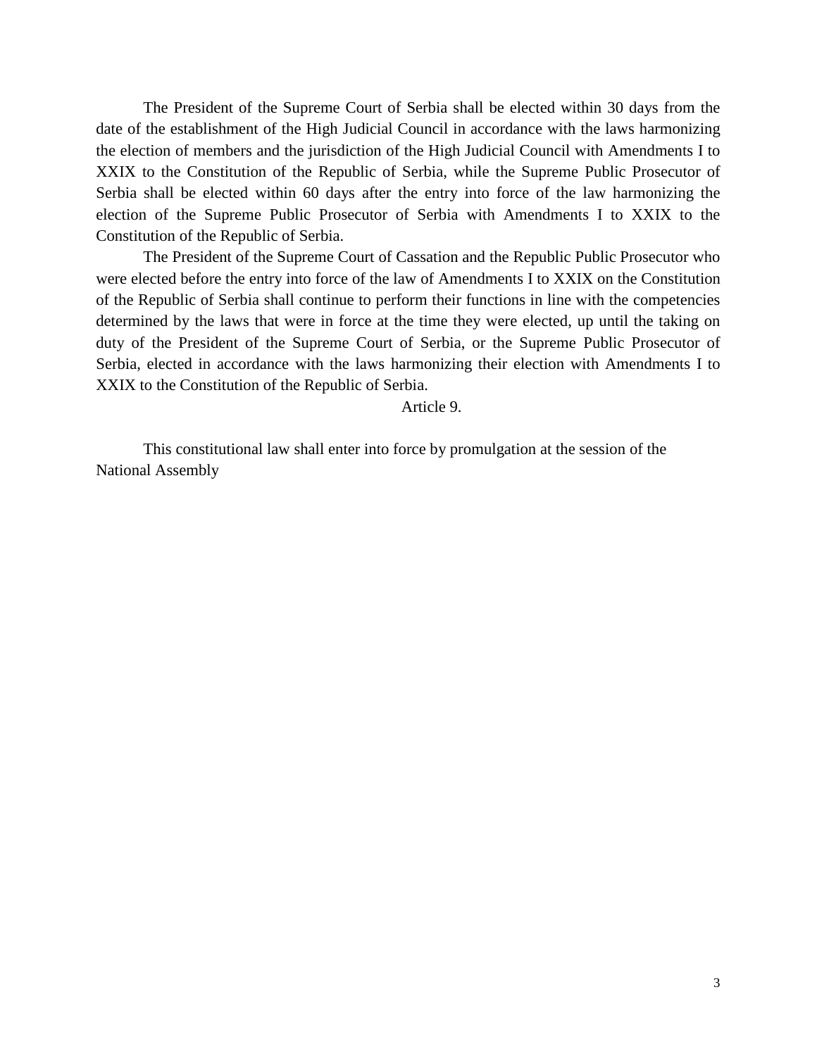The President of the Supreme Court of Serbia shall be elected within 30 days from the date of the establishment of the High Judicial Council in accordance with the laws harmonizing the election of members and the jurisdiction of the High Judicial Council with Amendments I to XXIX to the Constitution of the Republic of Serbia, while the Supreme Public Prosecutor of Serbia shall be elected within 60 days after the entry into force of the law harmonizing the election of the Supreme Public Prosecutor of Serbia with Amendments I to XXIX to the Constitution of the Republic of Serbia.

The President of the Supreme Court of Cassation and the Republic Public Prosecutor who were elected before the entry into force of the law of Amendments I to XXIX on the Constitution of the Republic of Serbia shall continue to perform their functions in line with the competencies determined by the laws that were in force at the time they were elected, up until the taking on duty of the President of the Supreme Court of Serbia, or the Supreme Public Prosecutor of Serbia, elected in accordance with the laws harmonizing their election with Amendments I to XXIX to the Constitution of the Republic of Serbia.

Article 9.

This constitutional law shall enter into force by promulgation at the session of the National Assembly